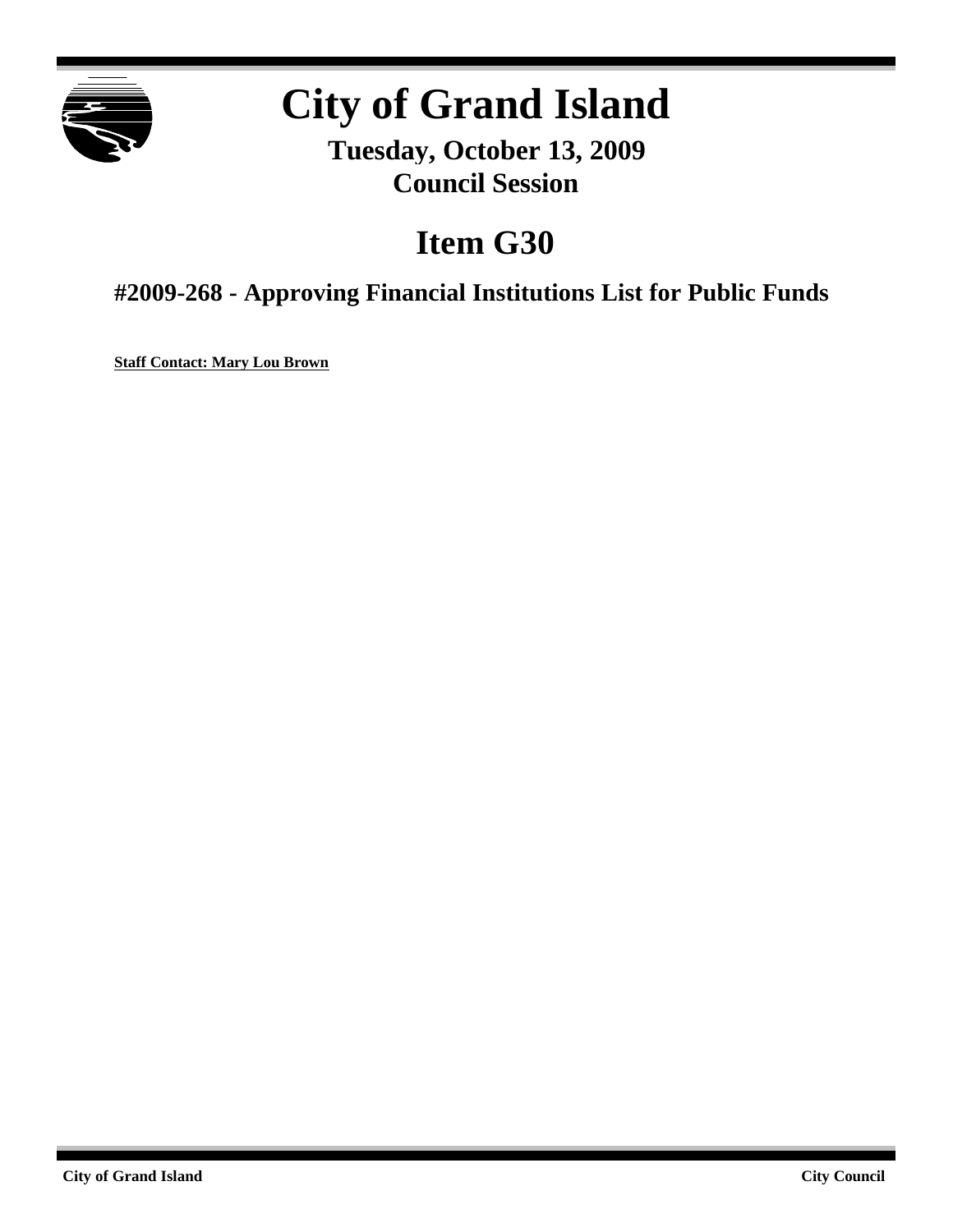# City of Grand Island

**Tuesday, October 13, 2009**
**Council Session**

## Item G30

### #2009-268 - Approving Financial Institutions List for Public Funds

**Staff Contact: Mary Lou Brown**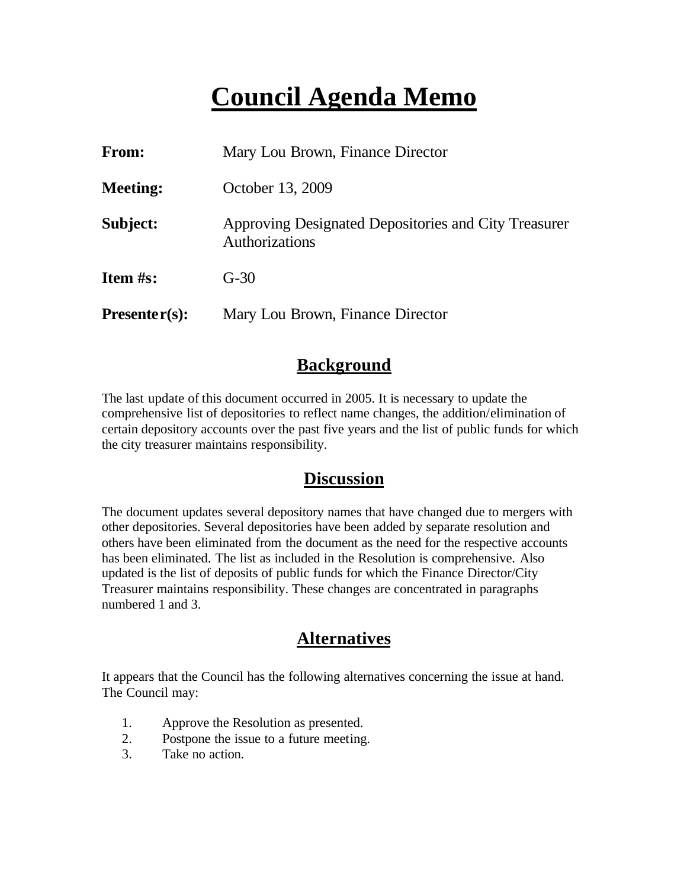# Council Agenda Memo

**From:** Mary Lou Brown, Finance Director

**Meeting:** October 13, 2009

**Subject:** Approving Designated Depositories and City Treasurer Authorizations

**Item #s:** G-30

**Presenter(s):** Mary Lou Brown, Finance Director

## Background

The last update of this document occurred in 2005. It is necessary to update the comprehensive list of depositories to reflect name changes, the addition/elimination of certain depository accounts over the past five years and the list of public funds for which the city treasurer maintains responsibility.

## Discussion

The document updates several depository names that have changed due to mergers with other depositories. Several depositories have been added by separate resolution and others have been eliminated from the document as the need for the respective accounts has been eliminated. The list as included in the Resolution is comprehensive. Also updated is the list of deposits of public funds for which the Finance Director/City Treasurer maintains responsibility. These changes are concentrated in paragraphs numbered 1 and 3.

## Alternatives

It appears that the Council has the following alternatives concerning the issue at hand. The Council may:

1. Approve the Resolution as presented.
2. Postpone the issue to a future meeting.
3. Take no action.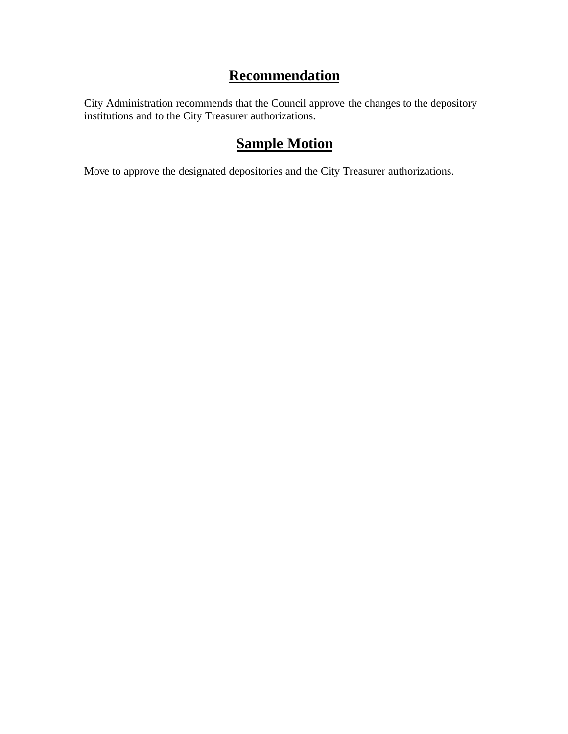## Recommendation

City Administration recommends that the Council approve the changes to the depository institutions and to the City Treasurer authorizations.

## Sample Motion

Move to approve the designated depositories and the City Treasurer authorizations.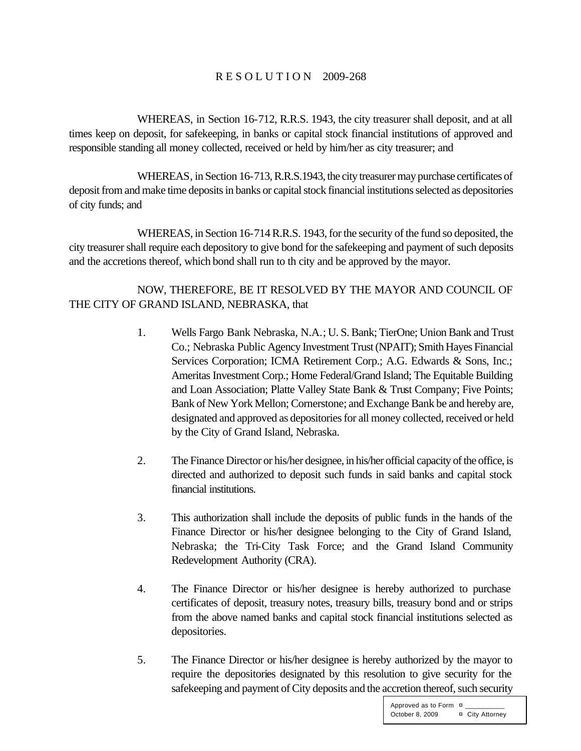# R E S O L U T I O N 2009-268

WHEREAS, in Section 16-712, R.R.S. 1943, the city treasurer shall deposit, and at all times keep on deposit, for safekeeping, in banks or capital stock financial institutions of approved and responsible standing all money collected, received or held by him/her as city treasurer; and

WHEREAS, in Section 16-713, R.R.S.1943, the city treasurer may purchase certificates of deposit from and make time deposits in banks or capital stock financial institutions selected as depositories of city funds; and

WHEREAS, in Section 16-714 R.R.S. 1943, for the security of the fund so deposited, the city treasurer shall require each depository to give bond for the safekeeping and payment of such deposits and the accretions thereof, which bond shall run to th city and be approved by the mayor.

NOW, THEREFORE, BE IT RESOLVED BY THE MAYOR AND COUNCIL OF THE CITY OF GRAND ISLAND, NEBRASKA, that

1. Wells Fargo Bank Nebraska, N.A.; U. S. Bank; TierOne; Union Bank and Trust Co.; Nebraska Public Agency Investment Trust (NPAIT); Smith Hayes Financial Services Corporation; ICMA Retirement Corp.; A.G. Edwards & Sons, Inc.; Ameritas Investment Corp.; Home Federal/Grand Island; The Equitable Building and Loan Association; Platte Valley State Bank & Trust Company; Five Points; Bank of New York Mellon; Cornerstone; and Exchange Bank be and hereby are, designated and approved as depositories for all money collected, received or held by the City of Grand Island, Nebraska.

2. The Finance Director or his/her designee, in his/her official capacity of the office, is directed and authorized to deposit such funds in said banks and capital stock financial institutions.

3. This authorization shall include the deposits of public funds in the hands of the Finance Director or his/her designee belonging to the City of Grand Island, Nebraska; the Tri-City Task Force; and the Grand Island Community Redevelopment Authority (CRA).

4. The Finance Director or his/her designee is hereby authorized to purchase certificates of deposit, treasury notes, treasury bills, treasury bond and or strips from the above named banks and capital stock financial institutions selected as depositories.

5. The Finance Director or his/her designee is hereby authorized by the mayor to require the depositories designated by this resolution to give security for the safekeeping and payment of City deposits and the accretion thereof, such security

| Approved as to Form | ¤ __________ |
|---|---|
| October 8, 2009 | ¤ City Attorney |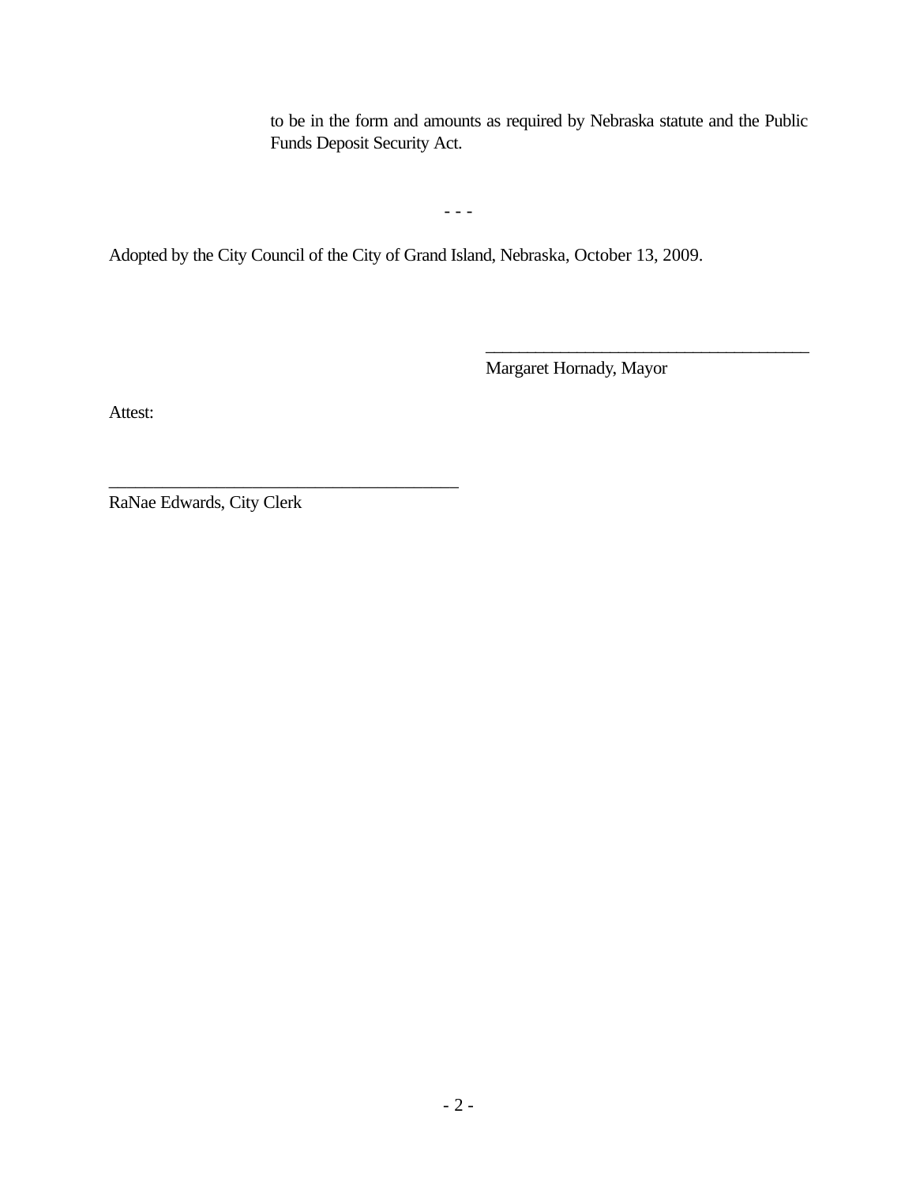to be in the form and amounts as required by Nebraska statute and the Public Funds Deposit Security Act.

- - -

Adopted by the City Council of the City of Grand Island, Nebraska, October 13, 2009.

_____________________________________
Margaret Hornady, Mayor

Attest:

_______________________________________
RaNae Edwards, City Clerk